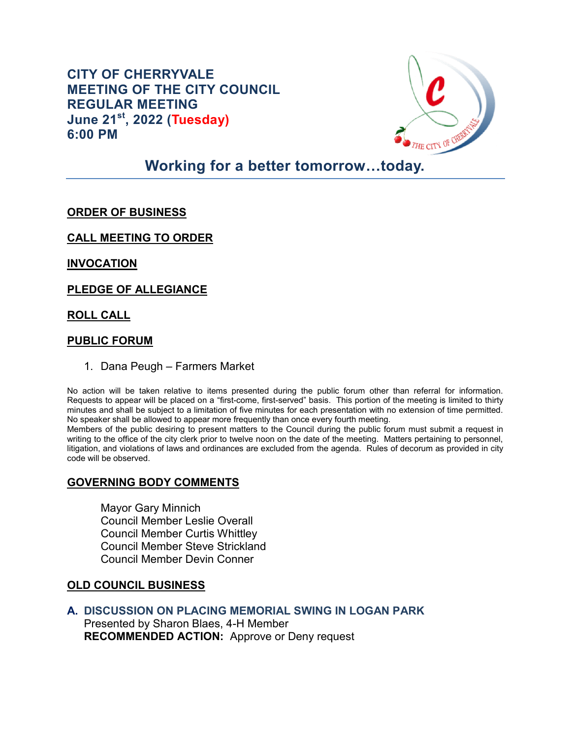# CITY OF CHERRYVALE
# MEETING OF THE CITY COUNCIL
# REGULAR MEETING
# June 21st, 2022 (Tuesday)
# 6:00 PM

## Working for a better tomorrow…today.

**ORDER OF BUSINESS**

**CALL MEETING TO ORDER**

**INVOCATION**

**PLEDGE OF ALLEGIANCE**

**ROLL CALL**

**PUBLIC FORUM**

1. Dana Peugh – Farmers Market

No action will be taken relative to items presented during the public forum other than referral for information. Requests to appear will be placed on a "first-come, first-served" basis. This portion of the meeting is limited to thirty minutes and shall be subject to a limitation of five minutes for each presentation with no extension of time permitted. No speaker shall be allowed to appear more frequently than once every fourth meeting.
Members of the public desiring to present matters to the Council during the public forum must submit a request in writing to the office of the city clerk prior to twelve noon on the date of the meeting. Matters pertaining to personnel, litigation, and violations of laws and ordinances are excluded from the agenda. Rules of decorum as provided in city code will be observed.

**GOVERNING BODY COMMENTS**

Mayor Gary Minnich
Council Member Leslie Overall
Council Member Curtis Whittley
Council Member Steve Strickland
Council Member Devin Conner

**OLD COUNCIL BUSINESS**

**A. DISCUSSION ON PLACING MEMORIAL SWING IN LOGAN PARK**
Presented by Sharon Blaes, 4-H Member
**RECOMMENDED ACTION:** Approve or Deny request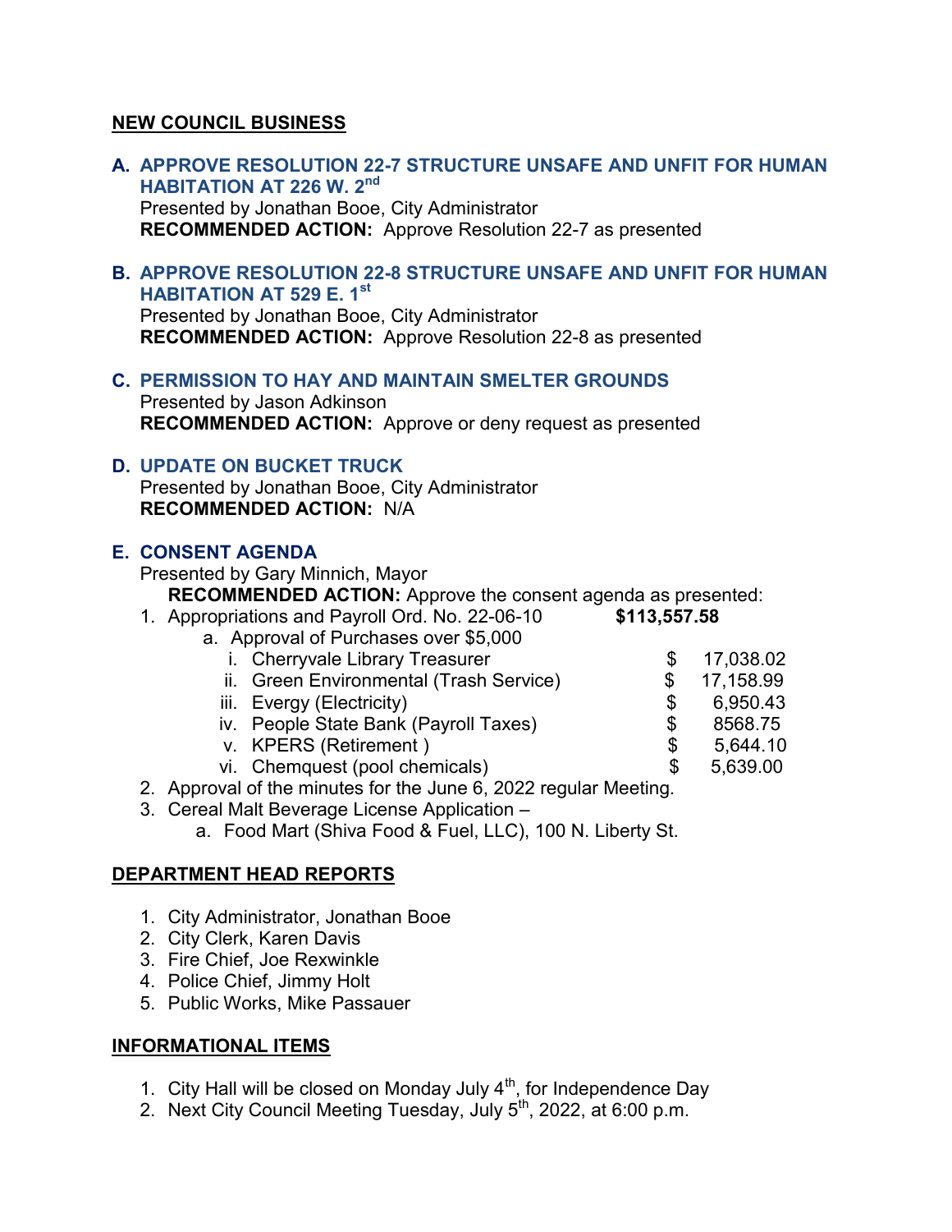## NEW COUNCIL BUSINESS

### A. APPROVE RESOLUTION 22-7 STRUCTURE UNSAFE AND UNFIT FOR HUMAN HABITATION AT 226 W. 2nd

Presented by Jonathan Booe, City Administrator
**RECOMMENDED ACTION:** Approve Resolution 22-7 as presented

### B. APPROVE RESOLUTION 22-8 STRUCTURE UNSAFE AND UNFIT FOR HUMAN HABITATION AT 529 E. 1st

Presented by Jonathan Booe, City Administrator
**RECOMMENDED ACTION:** Approve Resolution 22-8 as presented

### C. PERMISSION TO HAY AND MAINTAIN SMELTER GROUNDS

Presented by Jason Adkinson
**RECOMMENDED ACTION:** Approve or deny request as presented

### D. UPDATE ON BUCKET TRUCK

Presented by Jonathan Booe, City Administrator
**RECOMMENDED ACTION:** N/A

### E. CONSENT AGENDA

Presented by Gary Minnich, Mayor
**RECOMMENDED ACTION:** Approve the consent agenda as presented:

1. Appropriations and Payroll Ord. No. 22-06-10 **$113,557.58**
   a. Approval of Purchases over $5,000
      i. Cherryvale Library Treasurer $ 17,038.02
      ii. Green Environmental (Trash Service) $ 17,158.99
      iii. Evergy (Electricity) $ 6,950.43
      iv. People State Bank (Payroll Taxes) $ 8568.75
      v. KPERS (Retirement ) $ 5,644.10
      vi. Chemquest (pool chemicals) $ 5,639.00
2. Approval of the minutes for the June 6, 2022 regular Meeting.
3. Cereal Malt Beverage License Application –
   a. Food Mart (Shiva Food & Fuel, LLC), 100 N. Liberty St.

## DEPARTMENT HEAD REPORTS

1. City Administrator, Jonathan Booe
2. City Clerk, Karen Davis
3. Fire Chief, Joe Rexwinkle
4. Police Chief, Jimmy Holt
5. Public Works, Mike Passauer

## INFORMATIONAL ITEMS

1. City Hall will be closed on Monday July 4th, for Independence Day
2. Next City Council Meeting Tuesday, July 5th, 2022, at 6:00 p.m.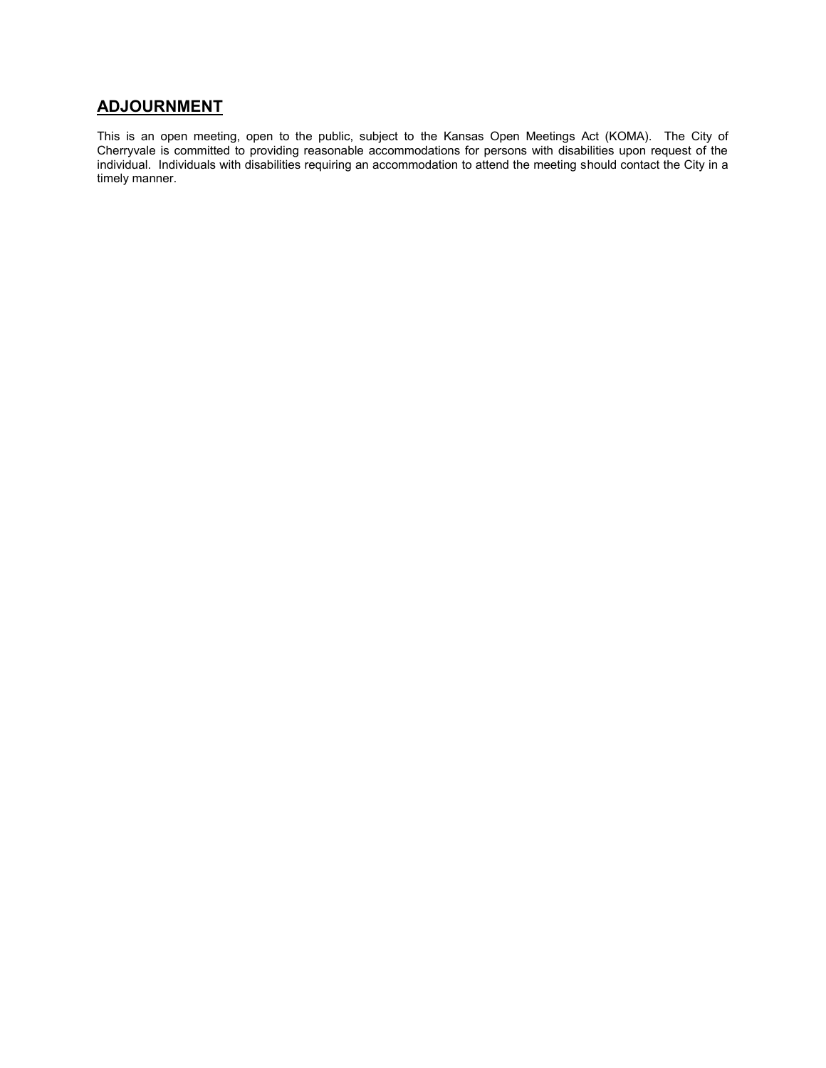## **ADJOURNMENT**

This is an open meeting, open to the public, subject to the Kansas Open Meetings Act (KOMA). The City of Cherryvale is committed to providing reasonable accommodations for persons with disabilities upon request of the individual. Individuals with disabilities requiring an accommodation to attend the meeting should contact the City in a timely manner.